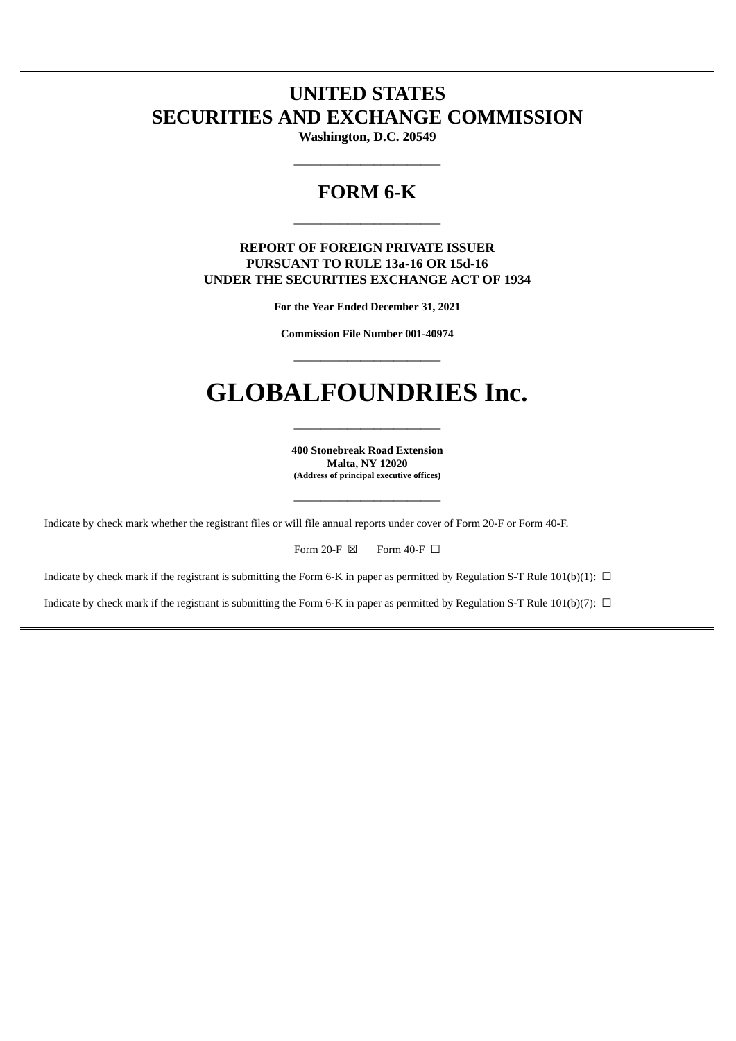# UNITED STATES
# SECURITIES AND EXCHANGE COMMISSION

**Washington, D.C. 20549**

---

## FORM 6-K

---

**REPORT OF FOREIGN PRIVATE ISSUER**
**PURSUANT TO RULE 13a-16 OR 15d-16**
**UNDER THE SECURITIES EXCHANGE ACT OF 1934**

**For the Year Ended December 31, 2021**

**Commission File Number 001-40974**

---

# GLOBALFOUNDRIES Inc.

---

**400 Stonebreak Road Extension**
**Malta, NY 12020**
**(Address of principal executive offices)**

---

Indicate by check mark whether the registrant files or will file annual reports under cover of Form 20-F or Form 40-F.

Form 20-F ☒ Form 40-F ☐

Indicate by check mark if the registrant is submitting the Form 6-K in paper as permitted by Regulation S-T Rule 101(b)(1): ☐

Indicate by check mark if the registrant is submitting the Form 6-K in paper as permitted by Regulation S-T Rule 101(b)(7): ☐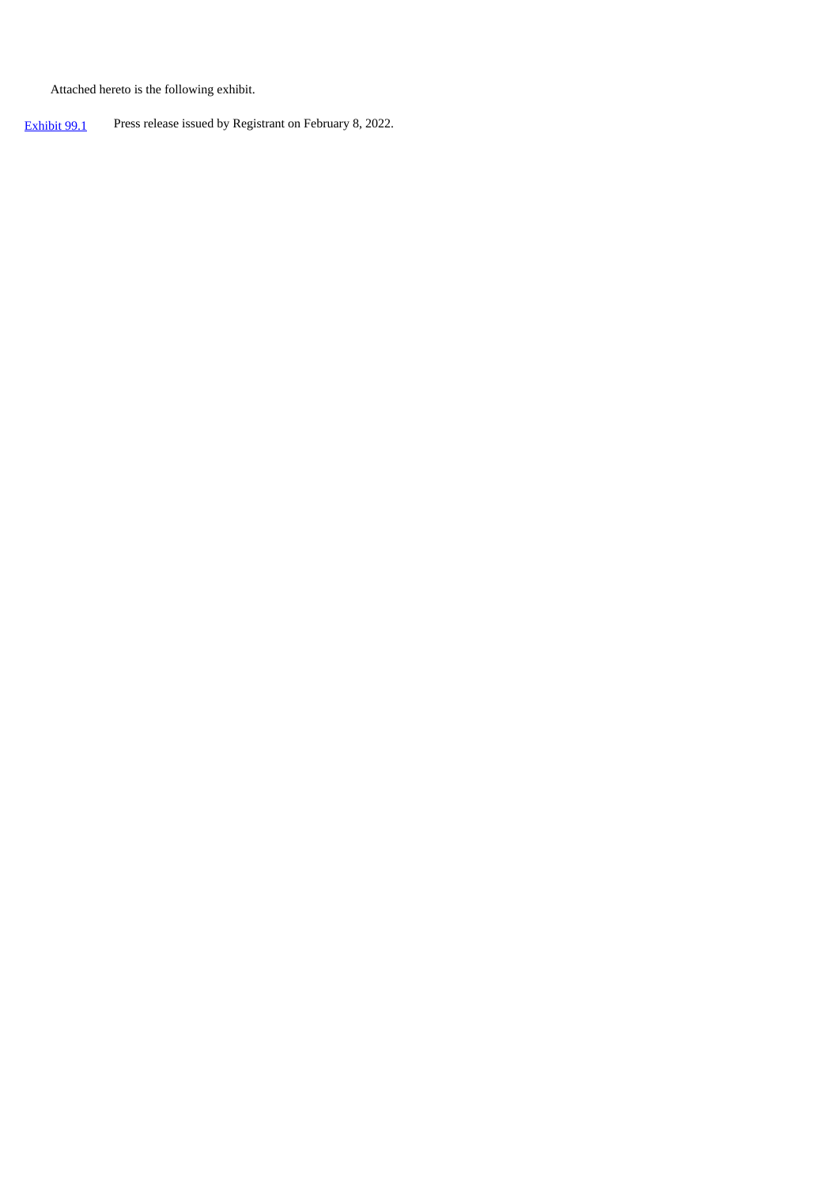Attached hereto is the following exhibit.

| | |
|---|---|
| Exhibit 99.1 | Press release issued by Registrant on February 8, 2022. |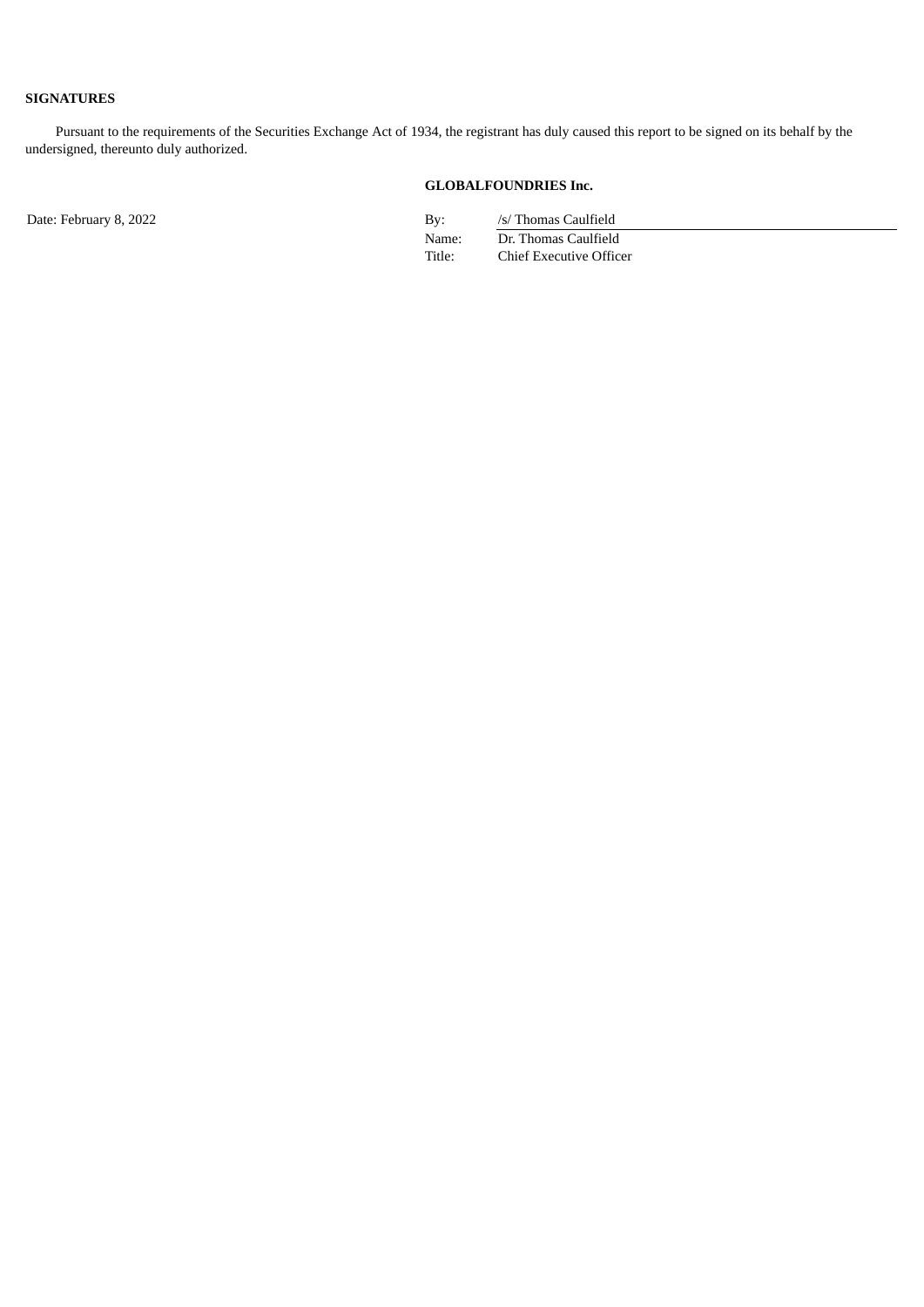**SIGNATURES**

Pursuant to the requirements of the Securities Exchange Act of 1934, the registrant has duly caused this report to be signed on its behalf by the undersigned, thereunto duly authorized.

**GLOBALFOUNDRIES Inc.**

Date: February 8, 2022

| | |
|---|---|
| By: | /s/ Thomas Caulfield |
| Name: | Dr. Thomas Caulfield |
| Title: | Chief Executive Officer |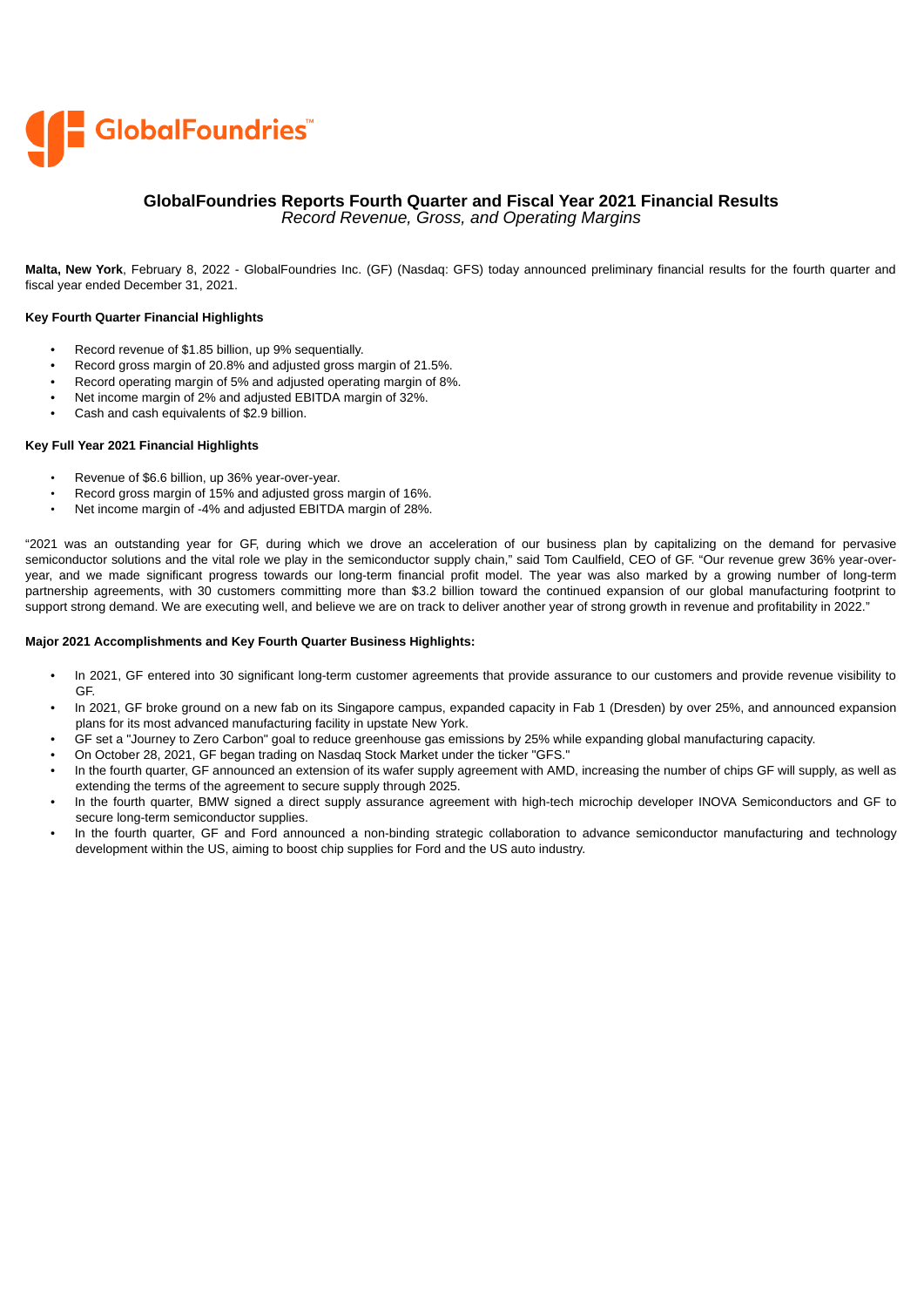# GlobalFoundries Reports Fourth Quarter and Fiscal Year 2021 Financial Results

*Record Revenue, Gross, and Operating Margins*

**Malta, New York**, February 8, 2022 - GlobalFoundries Inc. (GF) (Nasdaq: GFS) today announced preliminary financial results for the fourth quarter and fiscal year ended December 31, 2021.

**Key Fourth Quarter Financial Highlights**

- Record revenue of $1.85 billion, up 9% sequentially.
- Record gross margin of 20.8% and adjusted gross margin of 21.5%.
- Record operating margin of 5% and adjusted operating margin of 8%.
- Net income margin of 2% and adjusted EBITDA margin of 32%.
- Cash and cash equivalents of $2.9 billion.

**Key Full Year 2021 Financial Highlights**

- Revenue of $6.6 billion, up 36% year-over-year.
- Record gross margin of 15% and adjusted gross margin of 16%.
- Net income margin of -4% and adjusted EBITDA margin of 28%.

"2021 was an outstanding year for GF, during which we drove an acceleration of our business plan by capitalizing on the demand for pervasive semiconductor solutions and the vital role we play in the semiconductor supply chain," said Tom Caulfield, CEO of GF. "Our revenue grew 36% year-over-year, and we made significant progress towards our long-term financial profit model. The year was also marked by a growing number of long-term partnership agreements, with 30 customers committing more than $3.2 billion toward the continued expansion of our global manufacturing footprint to support strong demand. We are executing well, and believe we are on track to deliver another year of strong growth in revenue and profitability in 2022."

**Major 2021 Accomplishments and Key Fourth Quarter Business Highlights:**

- In 2021, GF entered into 30 significant long-term customer agreements that provide assurance to our customers and provide revenue visibility to GF.
- In 2021, GF broke ground on a new fab on its Singapore campus, expanded capacity in Fab 1 (Dresden) by over 25%, and announced expansion plans for its most advanced manufacturing facility in upstate New York.
- GF set a "Journey to Zero Carbon" goal to reduce greenhouse gas emissions by 25% while expanding global manufacturing capacity.
- On October 28, 2021, GF began trading on Nasdaq Stock Market under the ticker "GFS."
- In the fourth quarter, GF announced an extension of its wafer supply agreement with AMD, increasing the number of chips GF will supply, as well as extending the terms of the agreement to secure supply through 2025.
- In the fourth quarter, BMW signed a direct supply assurance agreement with high-tech microchip developer INOVA Semiconductors and GF to secure long-term semiconductor supplies.
- In the fourth quarter, GF and Ford announced a non-binding strategic collaboration to advance semiconductor manufacturing and technology development within the US, aiming to boost chip supplies for Ford and the US auto industry.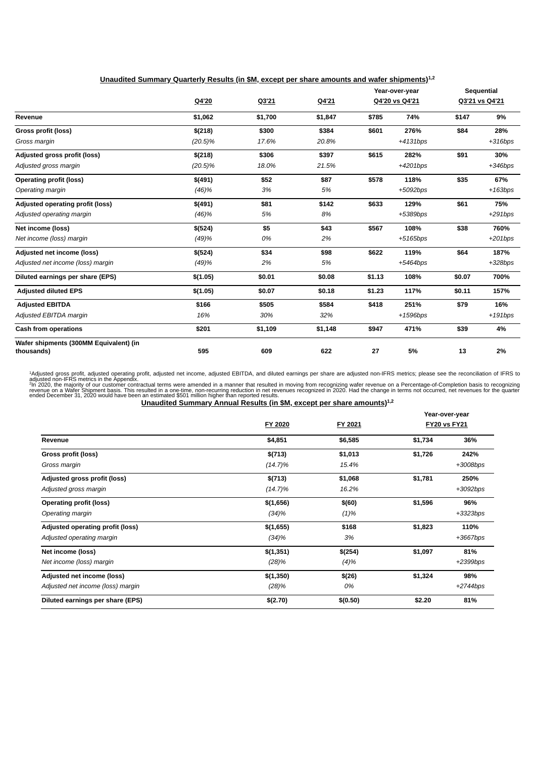**Unaudited Summary Quarterly Results (in $M, except per share amounts and wafer shipments)[1,2]**

| | Q4'20 | Q3'21 | Q4'21 | Year-over-year Q4'20 vs Q4'21 | | Sequential Q3'21 vs Q4'21 | |
|---|---|---|---|---|---|---|---|
| **Revenue** | **$1,062** | **$1,700** | **$1,847** | **$785** | **74%** | **$147** | **9%** |
| **Gross profit (loss)** | **$(218)** | **$300** | **$384** | **$601** | **276%** | **$84** | **28%** |
| *Gross margin* | *(20.5)%* | *17.6%* | *20.8%* | | *+4131bps* | | *+316bps* |
| **Adjusted gross profit (loss)** | **$(218)** | **$306** | **$397** | **$615** | **282%** | **$91** | **30%** |
| *Adjusted gross margin* | *(20.5)%* | *18.0%* | *21.5%* | | *+4201bps* | | *+346bps* |
| **Operating profit (loss)** | **$(491)** | **$52** | **$87** | **$578** | **118%** | **$35** | **67%** |
| *Operating margin* | *(46)%* | *3%* | *5%* | | *+5092bps* | | *+163bps* |
| **Adjusted operating profit (loss)** | **$(491)** | **$81** | **$142** | **$633** | **129%** | **$61** | **75%** |
| *Adjusted operating margin* | *(46)%* | *5%* | *8%* | | *+5389bps* | | *+291bps* |
| **Net income (loss)** | **$(524)** | **$5** | **$43** | **$567** | **108%** | **$38** | **760%** |
| *Net income (loss) margin* | *(49)%* | *0%* | *2%* | | *+5165bps* | | *+201bps* |
| **Adjusted net income (loss)** | **$(524)** | **$34** | **$98** | **$622** | **119%** | **$64** | **187%** |
| *Adjusted net income (loss) margin* | *(49)%* | *2%* | *5%* | | *+5464bps* | | *+328bps* |
| **Diluted earnings per share (EPS)** | **$(1.05)** | **$0.01** | **$0.08** | **$1.13** | **108%** | **$0.07** | **700%** |
| **Adjusted diluted EPS** | **$(1.05)** | **$0.07** | **$0.18** | **$1.23** | **117%** | **$0.11** | **157%** |
| **Adjusted EBITDA** | **$166** | **$505** | **$584** | **$418** | **251%** | **$79** | **16%** |
| *Adjusted EBITDA margin* | *16%* | *30%* | *32%* | | *+1596bps* | | *+191bps* |
| **Cash from operations** | **$201** | **$1,109** | **$1,148** | **$947** | **471%** | **$39** | **4%** |
| **Wafer shipments (300MM Equivalent) (in thousands)** | **595** | **609** | **622** | **27** | **5%** | **13** | **2%** |

[1]Adjusted gross profit, adjusted operating profit, adjusted net income, adjusted EBITDA, and diluted earnings per share are adjusted non-IFRS metrics; please see the reconciliation of IFRS to adjusted non-IFRS metrics in the Appendix.
[2]In 2020, the majority of our customer contractual terms were amended in a manner that resulted in moving from recognizing wafer revenue on a Percentage-of-Completion basis to recognizing revenue on a Wafer Shipment basis. This resulted in a one-time, non-recurring reduction in net revenues recognized in 2020. Had the change in terms not occurred, net revenues for the quarter ended December 31, 2020 would have been an estimated $501 million higher than reported results.

**Unaudited Summary Annual Results (in $M, except per share amounts)[1,2]**

| | FY 2020 | FY 2021 | Year-over-year FY20 vs FY21 | |
|---|---|---|---|---|
| **Revenue** | **$4,851** | **$6,585** | **$1,734** | **36%** |
| **Gross profit (loss)** | **$(713)** | **$1,013** | **$1,726** | **242%** |
| *Gross margin* | *(14.7)%* | *15.4%* | | *+3008bps* |
| **Adjusted gross profit (loss)** | **$(713)** | **$1,068** | **$1,781** | **250%** |
| *Adjusted gross margin* | *(14.7)%* | *16.2%* | | *+3092bps* |
| **Operating profit (loss)** | **$(1,656)** | **$(60)** | **$1,596** | **96%** |
| *Operating margin* | *(34)%* | *(1)%* | | *+3323bps* |
| **Adjusted operating profit (loss)** | **$(1,655)** | **$168** | **$1,823** | **110%** |
| *Adjusted operating margin* | *(34)%* | *3%* | | *+3667bps* |
| **Net income (loss)** | **$(1,351)** | **$(254)** | **$1,097** | **81%** |
| *Net income (loss) margin* | *(28)%* | *(4)%* | | *+2399bps* |
| **Adjusted net income (loss)** | **$(1,350)** | **$(26)** | **$1,324** | **98%** |
| *Adjusted net income (loss) margin* | *(28)%* | *0%* | | *+2744bps* |
| **Diluted earnings per share (EPS)** | **$(2.70)** | **$(0.50)** | **$2.20** | **81%** |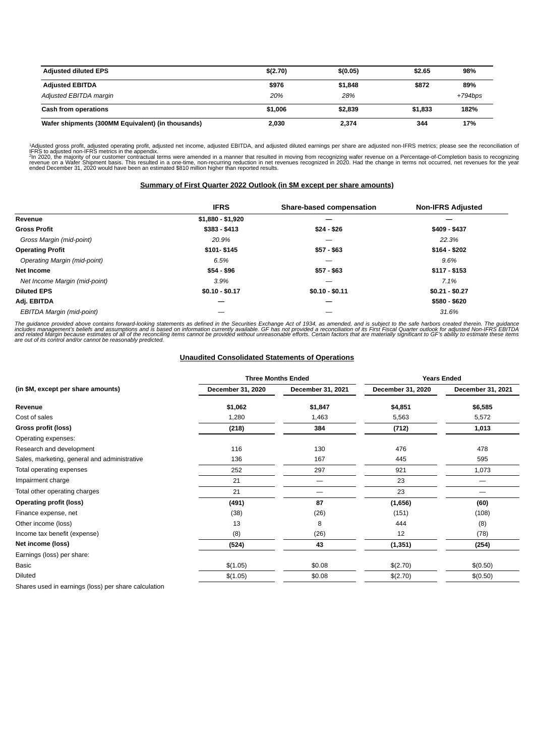| Adjusted diluted EPS | $(2.70) | $(0.05) | $2.65 | 98% |
|---|---|---|---|---|
| **Adjusted EBITDA** | $976 | $1,848 | $872 | 89% |
| *Adjusted EBITDA margin* | *20%* | *28%* | | *+794bps* |
| **Cash from operations** | $1,006 | $2,839 | $1,833 | 182% |
| **Wafer shipments (300MM Equivalent) (in thousands)** | 2,030 | 2,374 | 344 | 17% |

[1]Adjusted gross profit, adjusted operating profit, adjusted net income, adjusted EBITDA, and adjusted diluted earnings per share are adjusted non-IFRS metrics; please see the reconciliation of IFRS to adjusted non-IFRS metrics in the appendix.
[2]In 2020, the majority of our customer contractual terms were amended in a manner that resulted in moving from recognizing wafer revenue on a Percentage-of-Completion basis to recognizing revenue on a Wafer Shipment basis. This resulted in a one-time, non-recurring reduction in net revenues recognized in 2020. Had the change in terms not occurred, net revenues for the year ended December 31, 2020 would have been an estimated $810 million higher than reported results.

## Summary of First Quarter 2022 Outlook (in $M except per share amounts)

| | IFRS | Share-based compensation | Non-IFRS Adjusted |
|---|---|---|---|
| **Revenue** | $1,880 - $1,920 | — | — |
| **Gross Profit** | $383 - $413 | $24 - $26 | $409 - $437 |
| *Gross Margin (mid-point)* | *20.9%* | — | *22.3%* |
| **Operating Profit** | $101- $145 | $57 - $63 | $164 - $202 |
| *Operating Margin (mid-point)* | *6.5%* | — | *9.6%* |
| **Net Income** | $54 - $96 | $57 - $63 | $117 - $153 |
| *Net Income Margin (mid-point)* | *3.9%* | — | *7.1%* |
| **Diluted EPS** | $0.10 - $0.17 | $0.10 - $0.11 | $0.21 - $0.27 |
| **Adj. EBITDA** | — | — | $580 - $620 |
| *EBITDA Margin (mid-point)* | — | — | *31.6%* |

*The guidance provided above contains forward-looking statements as defined in the Securities Exchange Act of 1934, as amended, and is subject to the safe harbors created therein. The guidance includes management's beliefs and assumptions and is based on information currently available. GF has not provided a reconciliation of its First Fiscal Quarter outlook for adjusted Non-IFRS EBITDA and related Margin because estimates of all of the reconciling items cannot be provided without unreasonable efforts. Certain factors that are materially significant to GF's ability to estimate these items are out of its control and/or cannot be reasonably predicted.*

## Unaudited Consolidated Statements of Operations

| | Three Months Ended | | Years Ended | |
|---|---|---|---|---|
| **(in $M, except per share amounts)** | **December 31, 2020** | **December 31, 2021** | **December 31, 2020** | **December 31, 2021** |
| **Revenue** | **$1,062** | **$1,847** | **$4,851** | **$6,585** |
| Cost of sales | 1,280 | 1,463 | 5,563 | 5,572 |
| **Gross profit (loss)** | **(218)** | **384** | **(712)** | **1,013** |
| Operating expenses: | | | | |
| Research and development | 116 | 130 | 476 | 478 |
| Sales, marketing, general and administrative | 136 | 167 | 445 | 595 |
| Total operating expenses | 252 | 297 | 921 | 1,073 |
| Impairment charge | 21 | — | 23 | — |
| Total other operating charges | 21 | — | 23 | — |
| **Operating profit (loss)** | **(491)** | **87** | **(1,656)** | **(60)** |
| Finance expense, net | (38) | (26) | (151) | (108) |
| Other income (loss) | 13 | 8 | 444 | (8) |
| Income tax benefit (expense) | (8) | (26) | 12 | (78) |
| **Net income (loss)** | **(524)** | **43** | **(1,351)** | **(254)** |
| Earnings (loss) per share: | | | | |
| Basic | $(1.05) | $0.08 | $(2.70) | $(0.50) |
| Diluted | $(1.05) | $0.08 | $(2.70) | $(0.50) |
| Shares used in earnings (loss) per share calculation | | | | |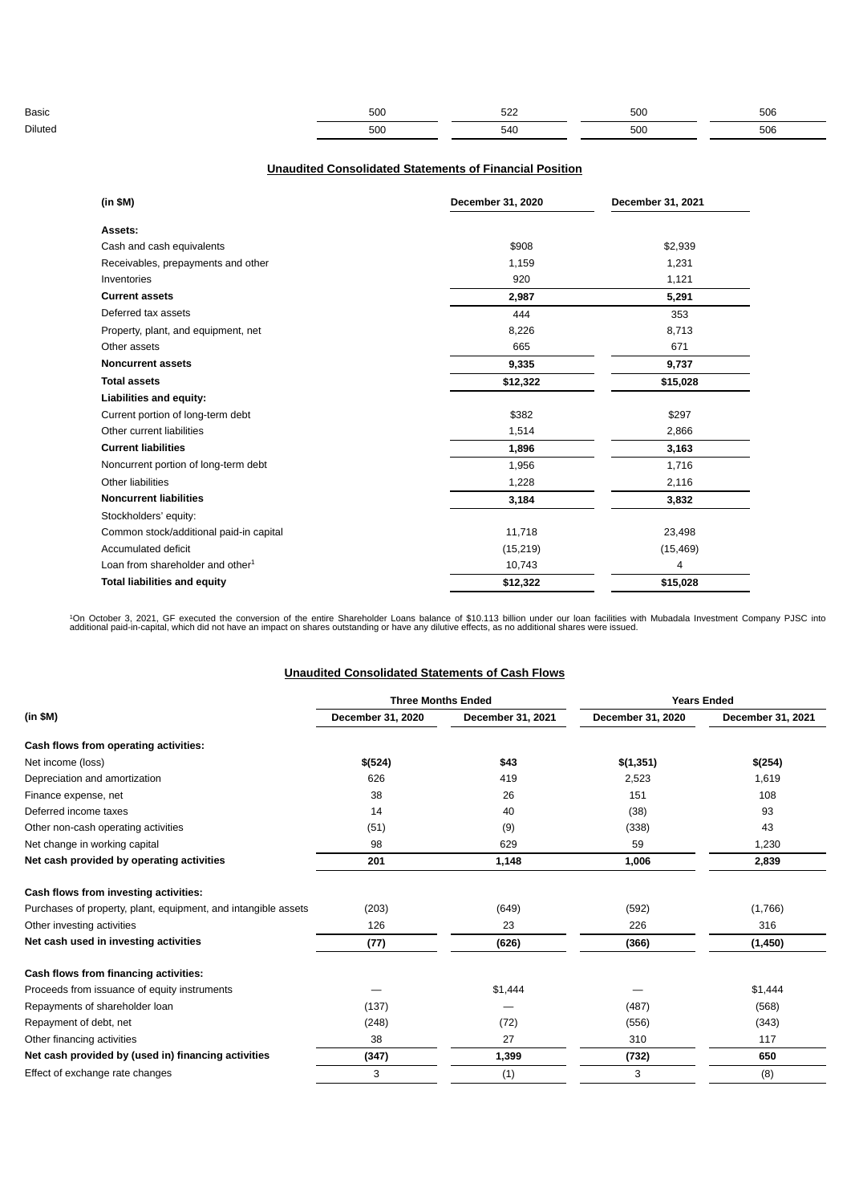| | | | | |
|---|---|---|---|---|
| Basic | 500 | 522 | 500 | 506 |
| Diluted | 500 | 540 | 500 | 506 |

## Unaudited Consolidated Statements of Financial Position

| (in $M) | December 31, 2020 | December 31, 2021 |
|---|---|---|
| **Assets:** | | |
| Cash and cash equivalents | $908 | $2,939 |
| Receivables, prepayments and other | 1,159 | 1,231 |
| Inventories | 920 | 1,121 |
| **Current assets** | **2,987** | **5,291** |
| Deferred tax assets | 444 | 353 |
| Property, plant, and equipment, net | 8,226 | 8,713 |
| Other assets | 665 | 671 |
| **Noncurrent assets** | **9,335** | **9,737** |
| **Total assets** | **$12,322** | **$15,028** |
| **Liabilities and equity:** | | |
| Current portion of long-term debt | $382 | $297 |
| Other current liabilities | 1,514 | 2,866 |
| **Current liabilities** | **1,896** | **3,163** |
| Noncurrent portion of long-term debt | 1,956 | 1,716 |
| Other liabilities | 1,228 | 2,116 |
| **Noncurrent liabilities** | **3,184** | **3,832** |
| Stockholders' equity: | | |
| Common stock/additional paid-in capital | 11,718 | 23,498 |
| Accumulated deficit | (15,219) | (15,469) |
| Loan from shareholder and other[1] | 10,743 | 4 |
| **Total liabilities and equity** | **$12,322** | **$15,028** |

[1]On October 3, 2021, GF executed the conversion of the entire Shareholder Loans balance of $10.113 billion under our loan facilities with Mubadala Investment Company PJSC into additional paid-in-capital, which did not have an impact on shares outstanding or have any dilutive effects, as no additional shares were issued.

## Unaudited Consolidated Statements of Cash Flows

| | Three Months Ended | | Years Ended | |
|---|---|---|---|---|
| (in $M) | December 31, 2020 | December 31, 2021 | December 31, 2020 | December 31, 2021 |
| **Cash flows from operating activities:** | | | | |
| Net income (loss) | **$(524)** | **$43** | **$(1,351)** | **$(254)** |
| Depreciation and amortization | 626 | 419 | 2,523 | 1,619 |
| Finance expense, net | 38 | 26 | 151 | 108 |
| Deferred income taxes | 14 | 40 | (38) | 93 |
| Other non-cash operating activities | (51) | (9) | (338) | 43 |
| Net change in working capital | 98 | 629 | 59 | 1,230 |
| **Net cash provided by operating activities** | **201** | **1,148** | **1,006** | **2,839** |
| **Cash flows from investing activities:** | | | | |
| Purchases of property, plant, equipment, and intangible assets | (203) | (649) | (592) | (1,766) |
| Other investing activities | 126 | 23 | 226 | 316 |
| **Net cash used in investing activities** | **(77)** | **(626)** | **(366)** | **(1,450)** |
| **Cash flows from financing activities:** | | | | |
| Proceeds from issuance of equity instruments | — | $1,444 | — | $1,444 |
| Repayments of shareholder loan | (137) | — | (487) | (568) |
| Repayment of debt, net | (248) | (72) | (556) | (343) |
| Other financing activities | 38 | 27 | 310 | 117 |
| **Net cash provided by (used in) financing activities** | **(347)** | **1,399** | **(732)** | **650** |
| Effect of exchange rate changes | 3 | (1) | 3 | (8) |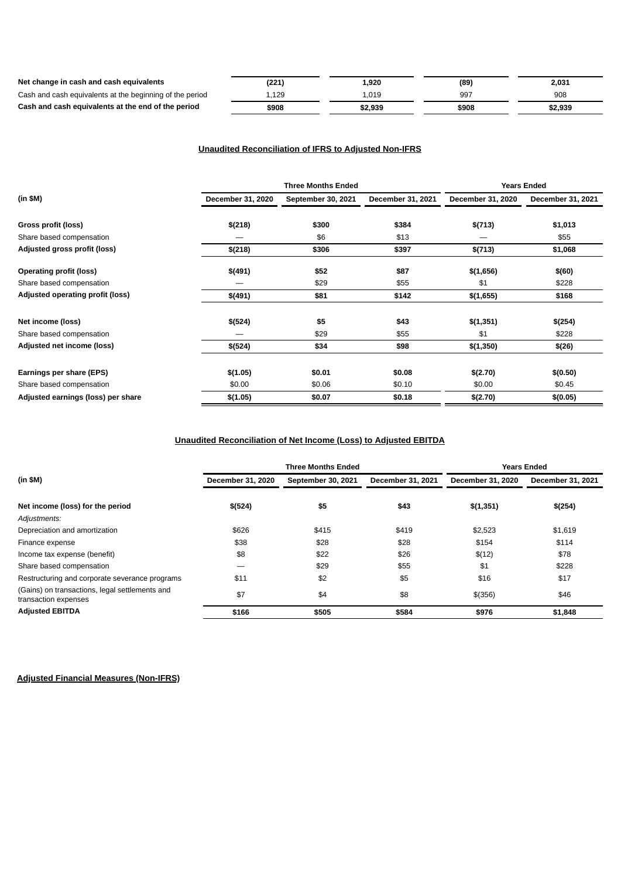| | | | | |
|---|---|---|---|---|
| **Net change in cash and cash equivalents** | **(221)** | **1,920** | **(89)** | **2,031** |
| Cash and cash equivalents at the beginning of the period | 1,129 | 1,019 | 997 | 908 |
| **Cash and cash equivalents at the end of the period** | **$908** | **$2,939** | **$908** | **$2,939** |

## Unaudited Reconciliation of IFRS to Adjusted Non-IFRS

| | Three Months Ended | | | Years Ended | |
|---|---|---|---|---|---|
| **(in $M)** | **December 31, 2020** | **September 30, 2021** | **December 31, 2021** | **December 31, 2020** | **December 31, 2021** |
| **Gross profit (loss)** | **$(218)** | **$300** | **$384** | **$(713)** | **$1,013** |
| Share based compensation | — | $6 | $13 | — | $55 |
| **Adjusted gross profit (loss)** | **$(218)** | **$306** | **$397** | **$(713)** | **$1,068** |
| **Operating profit (loss)** | **$(491)** | **$52** | **$87** | **$(1,656)** | **$(60)** |
| Share based compensation | — | $29 | $55 | $1 | $228 |
| **Adjusted operating profit (loss)** | **$(491)** | **$81** | **$142** | **$(1,655)** | **$168** |
| **Net income (loss)** | **$(524)** | **$5** | **$43** | **$(1,351)** | **$(254)** |
| Share based compensation | — | $29 | $55 | $1 | $228 |
| **Adjusted net income (loss)** | **$(524)** | **$34** | **$98** | **$(1,350)** | **$(26)** |
| **Earnings per share (EPS)** | **$(1.05)** | **$0.01** | **$0.08** | **$(2.70)** | **$(0.50)** |
| Share based compensation | $0.00 | $0.06 | $0.10 | $0.00 | $0.45 |
| **Adjusted earnings (loss) per share** | **$(1.05)** | **$0.07** | **$0.18** | **$(2.70)** | **$(0.05)** |

## Unaudited Reconciliation of Net Income (Loss) to Adjusted EBITDA

| | Three Months Ended | | | Years Ended | |
|---|---|---|---|---|---|
| **(in $M)** | **December 31, 2020** | **September 30, 2021** | **December 31, 2021** | **December 31, 2020** | **December 31, 2021** |
| **Net income (loss) for the period** | **$(524)** | **$5** | **$43** | **$(1,351)** | **$(254)** |
| *Adjustments:* | | | | | |
| Depreciation and amortization | $626 | $415 | $419 | $2,523 | $1,619 |
| Finance expense | $38 | $28 | $28 | $154 | $114 |
| Income tax expense (benefit) | $8 | $22 | $26 | $(12) | $78 |
| Share based compensation | — | $29 | $55 | $1 | $228 |
| Restructuring and corporate severance programs | $11 | $2 | $5 | $16 | $17 |
| (Gains) on transactions, legal settlements and transaction expenses | $7 | $4 | $8 | $(356) | $46 |
| **Adjusted EBITDA** | **$166** | **$505** | **$584** | **$976** | **$1,848** |

## Adjusted Financial Measures (Non-IFRS)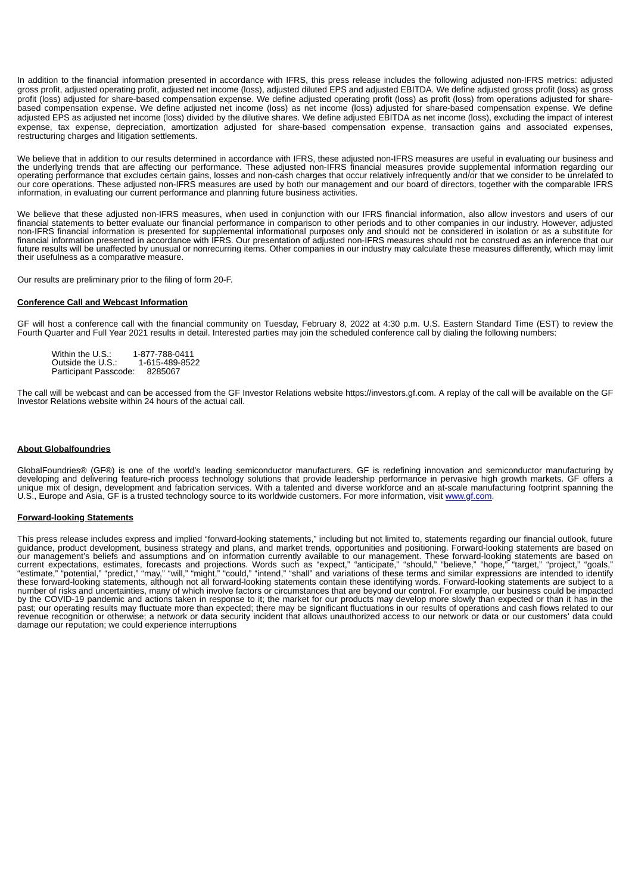In addition to the financial information presented in accordance with IFRS, this press release includes the following adjusted non-IFRS metrics: adjusted gross profit, adjusted operating profit, adjusted net income (loss), adjusted diluted EPS and adjusted EBITDA. We define adjusted gross profit (loss) as gross profit (loss) adjusted for share-based compensation expense. We define adjusted operating profit (loss) as profit (loss) from operations adjusted for share-based compensation expense. We define adjusted net income (loss) as net income (loss) adjusted for share-based compensation expense. We define adjusted EPS as adjusted net income (loss) divided by the dilutive shares. We define adjusted EBITDA as net income (loss), excluding the impact of interest expense, tax expense, depreciation, amortization adjusted for share-based compensation expense, transaction gains and associated expenses, restructuring charges and litigation settlements.

We believe that in addition to our results determined in accordance with IFRS, these adjusted non-IFRS measures are useful in evaluating our business and the underlying trends that are affecting our performance. These adjusted non-IFRS financial measures provide supplemental information regarding our operating performance that excludes certain gains, losses and non-cash charges that occur relatively infrequently and/or that we consider to be unrelated to our core operations. These adjusted non-IFRS measures are used by both our management and our board of directors, together with the comparable IFRS information, in evaluating our current performance and planning future business activities.

We believe that these adjusted non-IFRS measures, when used in conjunction with our IFRS financial information, also allow investors and users of our financial statements to better evaluate our financial performance in comparison to other periods and to other companies in our industry. However, adjusted non-IFRS financial information is presented for supplemental informational purposes only and should not be considered in isolation or as a substitute for financial information presented in accordance with IFRS. Our presentation of adjusted non-IFRS measures should not be construed as an inference that our future results will be unaffected by unusual or nonrecurring items. Other companies in our industry may calculate these measures differently, which may limit their usefulness as a comparative measure.

Our results are preliminary prior to the filing of form 20-F.

**Conference Call and Webcast Information**

GF will host a conference call with the financial community on Tuesday, February 8, 2022 at 4:30 p.m. U.S. Eastern Standard Time (EST) to review the Fourth Quarter and Full Year 2021 results in detail. Interested parties may join the scheduled conference call by dialing the following numbers:

Within the U.S.: 1-877-788-0411
Outside the U.S.: 1-615-489-8522
Participant Passcode: 8285067

The call will be webcast and can be accessed from the GF Investor Relations website https://investors.gf.com. A replay of the call will be available on the GF Investor Relations website within 24 hours of the actual call.

**About Globalfoundries**

GlobalFoundries® (GF®) is one of the world's leading semiconductor manufacturers. GF is redefining innovation and semiconductor manufacturing by developing and delivering feature-rich process technology solutions that provide leadership performance in pervasive high growth markets. GF offers a unique mix of design, development and fabrication services. With a talented and diverse workforce and an at-scale manufacturing footprint spanning the U.S., Europe and Asia, GF is a trusted technology source to its worldwide customers. For more information, visit www.gf.com.

**Forward-looking Statements**

This press release includes express and implied "forward-looking statements," including but not limited to, statements regarding our financial outlook, future guidance, product development, business strategy and plans, and market trends, opportunities and positioning. Forward-looking statements are based on our management's beliefs and assumptions and on information currently available to our management. These forward-looking statements are based on current expectations, estimates, forecasts and projections. Words such as "expect," "anticipate," "should," "believe," "hope," "target," "project," "goals," "estimate," "potential," "predict," "may," "will," "might," "could," "intend," "shall" and variations of these terms and similar expressions are intended to identify these forward-looking statements, although not all forward-looking statements contain these identifying words. Forward-looking statements are subject to a number of risks and uncertainties, many of which involve factors or circumstances that are beyond our control. For example, our business could be impacted by the COVID-19 pandemic and actions taken in response to it; the market for our products may develop more slowly than expected or than it has in the past; our operating results may fluctuate more than expected; there may be significant fluctuations in our results of operations and cash flows related to our revenue recognition or otherwise; a network or data security incident that allows unauthorized access to our network or data or our customers' data could damage our reputation; we could experience interruptions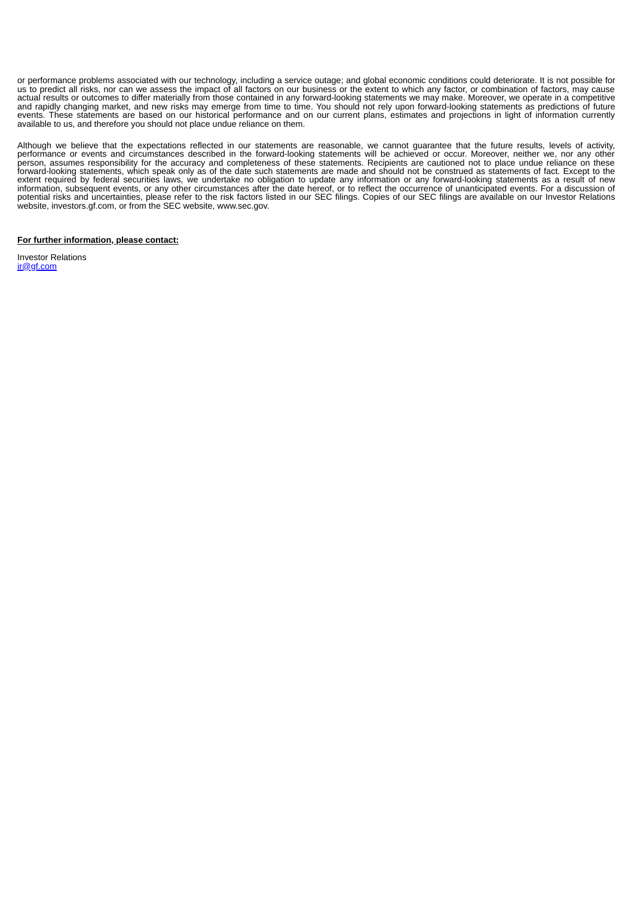or performance problems associated with our technology, including a service outage; and global economic conditions could deteriorate. It is not possible for us to predict all risks, nor can we assess the impact of all factors on our business or the extent to which any factor, or combination of factors, may cause actual results or outcomes to differ materially from those contained in any forward-looking statements we may make. Moreover, we operate in a competitive and rapidly changing market, and new risks may emerge from time to time. You should not rely upon forward-looking statements as predictions of future events. These statements are based on our historical performance and on our current plans, estimates and projections in light of information currently available to us, and therefore you should not place undue reliance on them.

Although we believe that the expectations reflected in our statements are reasonable, we cannot guarantee that the future results, levels of activity, performance or events and circumstances described in the forward-looking statements will be achieved or occur. Moreover, neither we, nor any other person, assumes responsibility for the accuracy and completeness of these statements. Recipients are cautioned not to place undue reliance on these forward-looking statements, which speak only as of the date such statements are made and should not be construed as statements of fact. Except to the extent required by federal securities laws, we undertake no obligation to update any information or any forward-looking statements as a result of new information, subsequent events, or any other circumstances after the date hereof, or to reflect the occurrence of unanticipated events. For a discussion of potential risks and uncertainties, please refer to the risk factors listed in our SEC filings. Copies of our SEC filings are available on our Investor Relations website, investors.gf.com, or from the SEC website, www.sec.gov.

**For further information, please contact:**

Investor Relations
ir@gf.com